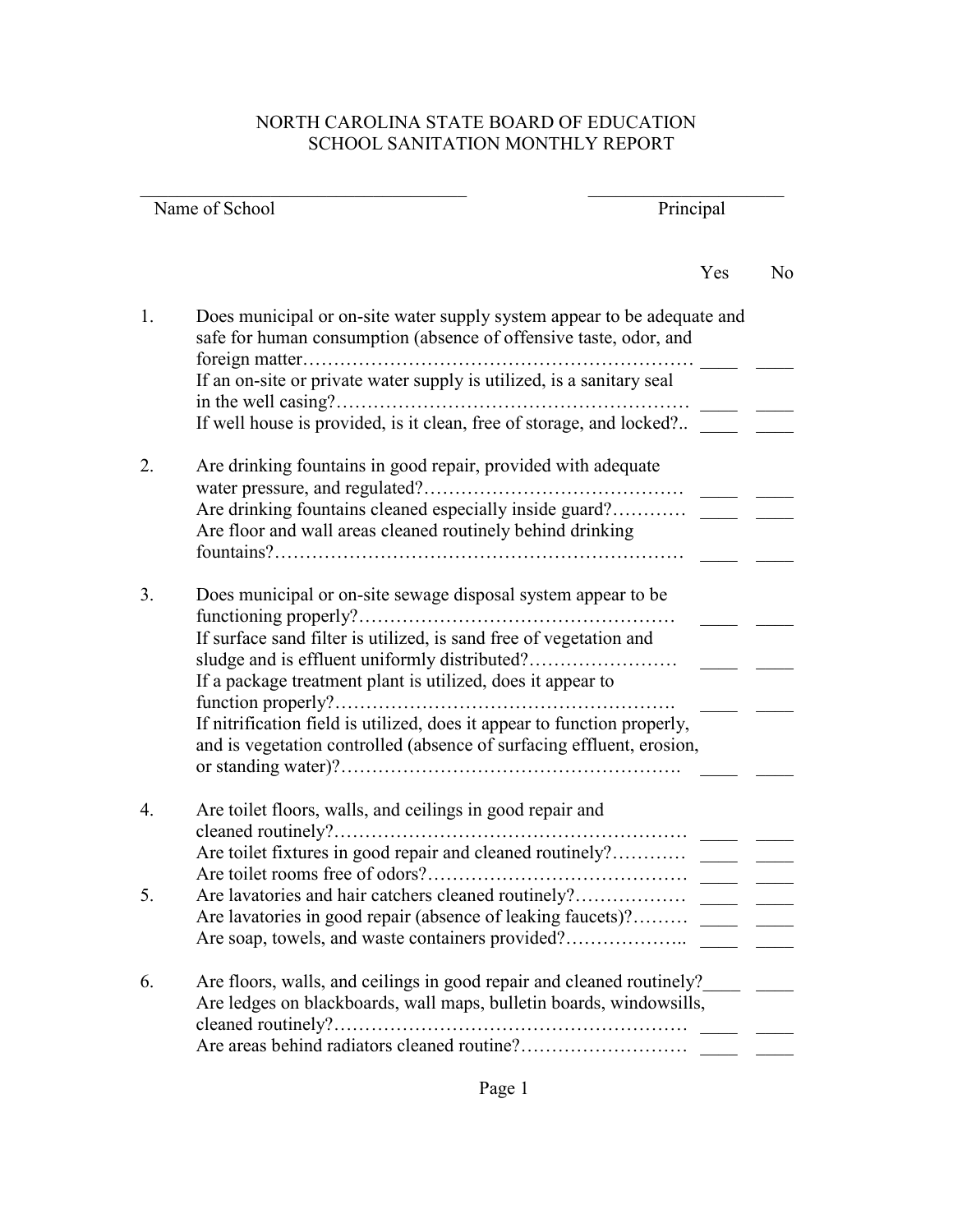# NORTH CAROLINA STATE BOARD OF EDUCATION
## SCHOOL SANITATION MONTHLY REPORT

___________________________________ Name of School

______________________ Principal

| | | Yes | No |
|---|---|---|---|
| 1. | Does municipal or on-site water supply system appear to be adequate and safe for human consumption (absence of offensive taste, odor, and foreign matter…… | ____ | ____ |
| | If an on-site or private water supply is utilized, is a sanitary seal in the well casing?…… | ____ | ____ |
| | If well house is provided, is it clean, free of storage, and locked?.. | ____ | ____ |
| 2. | Are drinking fountains in good repair, provided with adequate water pressure, and regulated?…… | ____ | ____ |
| | Are drinking fountains cleaned especially inside guard?…… | ____ | ____ |
| | Are floor and wall areas cleaned routinely behind drinking fountains?…… | ____ | ____ |
| 3. | Does municipal or on-site sewage disposal system appear to be functioning properly?…… | ____ | ____ |
| | If surface sand filter is utilized, is sand free of vegetation and sludge and is effluent uniformly distributed?…… | ____ | ____ |
| | If a package treatment plant is utilized, does it appear to function properly?…… | ____ | ____ |
| | If nitrification field is utilized, does it appear to function properly, and is vegetation controlled (absence of surfacing effluent, erosion, or standing water)?…… | ____ | ____ |
| 4. | Are toilet floors, walls, and ceilings in good repair and cleaned routinely?…… | ____ | ____ |
| | Are toilet fixtures in good repair and cleaned routinely?…… | ____ | ____ |
| | Are toilet rooms free of odors?…… | ____ | ____ |
| 5. | Are lavatories and hair catchers cleaned routinely?…… | ____ | ____ |
| | Are lavatories in good repair (absence of leaking faucets)?…… | ____ | ____ |
| | Are soap, towels, and waste containers provided?…… | ____ | ____ |
| 6. | Are floors, walls, and ceilings in good repair and cleaned routinely? | ____ | ____ |
| | Are ledges on blackboards, wall maps, bulletin boards, windowsills, cleaned routinely?…… | ____ | ____ |
| | Are areas behind radiators cleaned routine?…… | ____ | ____ |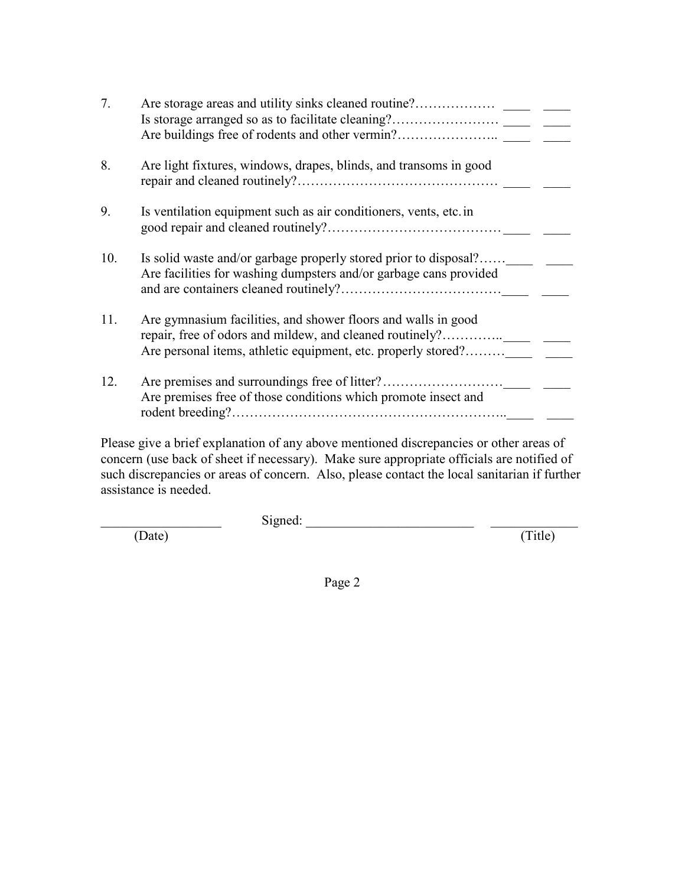7. Are storage areas and utility sinks cleaned routine?……………… ____ ____
   Is storage arranged so as to facilitate cleaning?…………………… ____ ____
   Are buildings free of rodents and other vermin?………………….. ____ ____

8. Are light fixtures, windows, drapes, blinds, and transoms in good repair and cleaned routinely?……………………………………… ____ ____

9. Is ventilation equipment such as air conditioners, vents, etc. in good repair and cleaned routinely?………………………………… ____ ____

10. Is solid waste and/or garbage properly stored prior to disposal?……____ ____
    Are facilities for washing dumpsters and/or garbage cans provided and are containers cleaned routinely?………………………………____ ____

11. Are gymnasium facilities, and shower floors and walls in good repair, free of odors and mildew, and cleaned routinely?…………..____ ____
    Are personal items, athletic equipment, etc. properly stored?………____ ____

12. Are premises and surroundings free of litter?………………………____ ____
    Are premises free of those conditions which promote insect and rodent breeding?……………………………………………………..____ ____

Please give a brief explanation of any above mentioned discrepancies or other areas of concern (use back of sheet if necessary). Make sure appropriate officials are notified of such discrepancies or areas of concern. Also, please contact the local sanitarian if further assistance is needed.

__________________ Signed: ________________________ _____________
(Date) (Title)